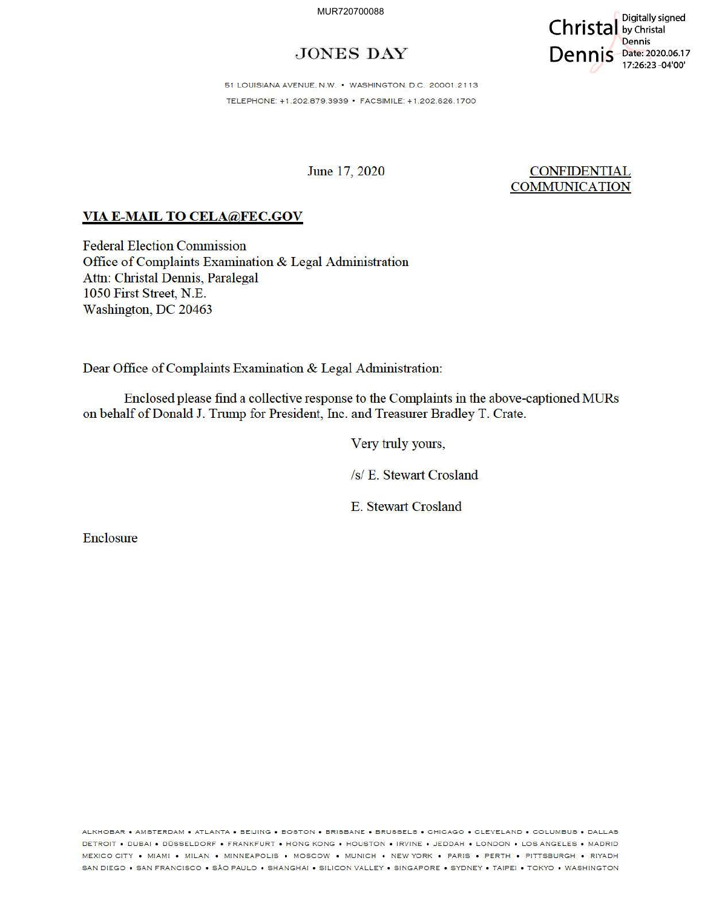MUR720700088

Christal Dennis — Digitally signed by Christal Dennis Date: 2020.06.17 17:26:23 -04'00'

# JONES DAY

51 LOUISIANA AVENUE, N.W. • WASHINGTON, D.C. 20001.2113

TELEPHONE: +1.202.879.3939 • FACSIMILE: +1.202.626.1700

June 17, 2020

CONFIDENTIAL COMMUNICATION

**VIA E-MAIL TO CELA@FEC.GOV**

Federal Election Commission
Office of Complaints Examination & Legal Administration
Attn: Christal Dennis, Paralegal
1050 First Street, N.E.
Washington, DC 20463

Dear Office of Complaints Examination & Legal Administration:

Enclosed please find a collective response to the Complaints in the above-captioned MURs on behalf of Donald J. Trump for President, Inc. and Treasurer Bradley T. Crate.

Very truly yours,

/s/ E. Stewart Crosland

E. Stewart Crosland

Enclosure

ALKHOBAR • AMSTERDAM • ATLANTA • BEIJING • BOSTON • BRISBANE • BRUSSELS • CHICAGO • CLEVELAND • COLUMBUS • DALLAS DETROIT • DUBAI • DÜSSELDORF • FRANKFURT • HONG KONG • HOUSTON • IRVINE • JEDDAH • LONDON • LOS ANGELES • MADRID MEXICO CITY • MIAMI • MILAN • MINNEAPOLIS • MOSCOW • MUNICH • NEW YORK • PARIS • PERTH • PITTSBURGH • RIYADH SAN DIEGO • SAN FRANCISCO • SÃO PAULO • SHANGHAI • SILICON VALLEY • SINGAPORE • SYDNEY • TAIPEI • TOKYO • WASHINGTON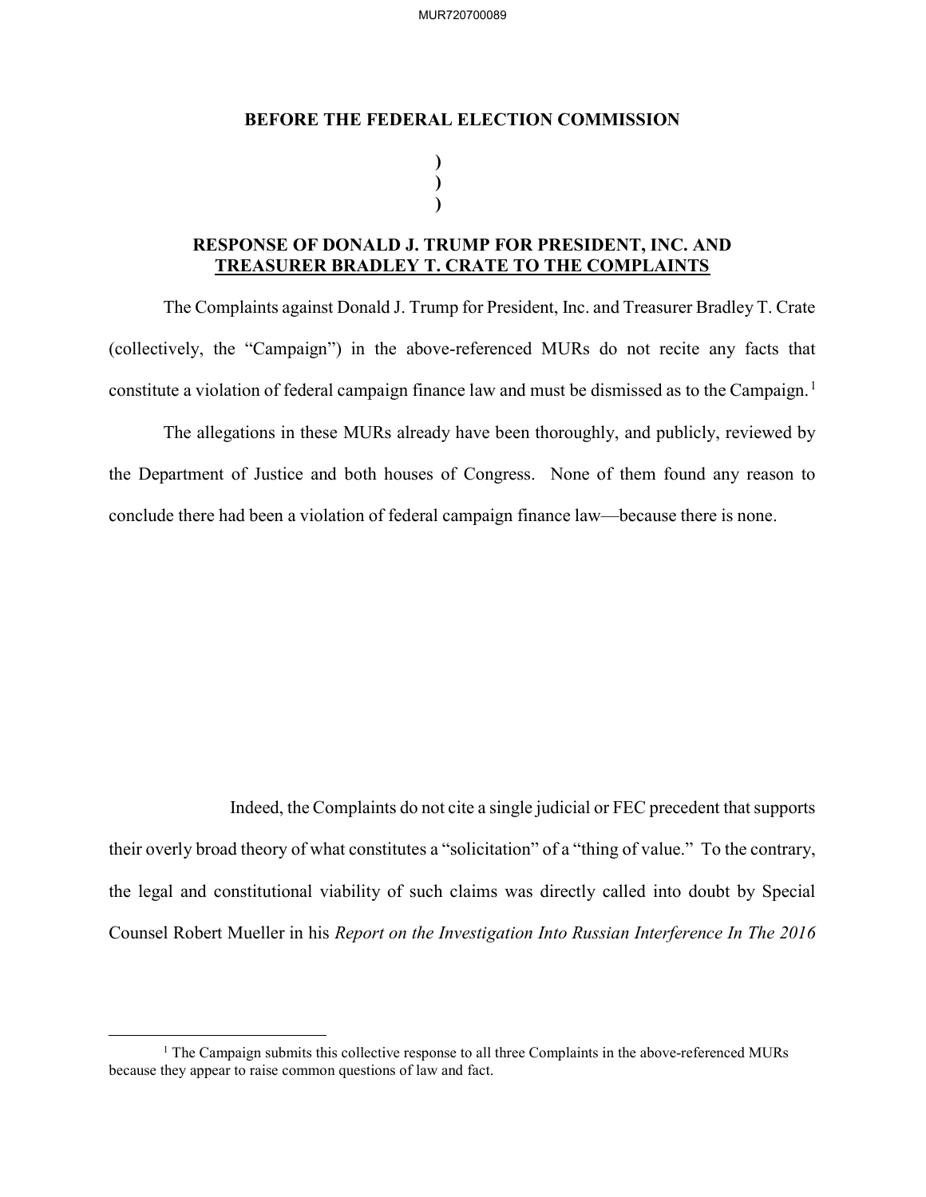**BEFORE THE FEDERAL ELECTION COMMISSION**

)
)
)

**RESPONSE OF DONALD J. TRUMP FOR PRESIDENT, INC. AND**
**TREASURER BRADLEY T. CRATE TO THE COMPLAINTS**

The Complaints against Donald J. Trump for President, Inc. and Treasurer Bradley T. Crate (collectively, the "Campaign") in the above-referenced MURs do not recite any facts that constitute a violation of federal campaign finance law and must be dismissed as to the Campaign.[1]

The allegations in these MURs already have been thoroughly, and publicly, reviewed by the Department of Justice and both houses of Congress. None of them found any reason to conclude there had been a violation of federal campaign finance law—because there is none.

Indeed, the Complaints do not cite a single judicial or FEC precedent that supports their overly broad theory of what constitutes a "solicitation" of a "thing of value." To the contrary, the legal and constitutional viability of such claims was directly called into doubt by Special Counsel Robert Mueller in his *Report on the Investigation Into Russian Interference In The 2016*

---

[1] The Campaign submits this collective response to all three Complaints in the above-referenced MURs because they appear to raise common questions of law and fact.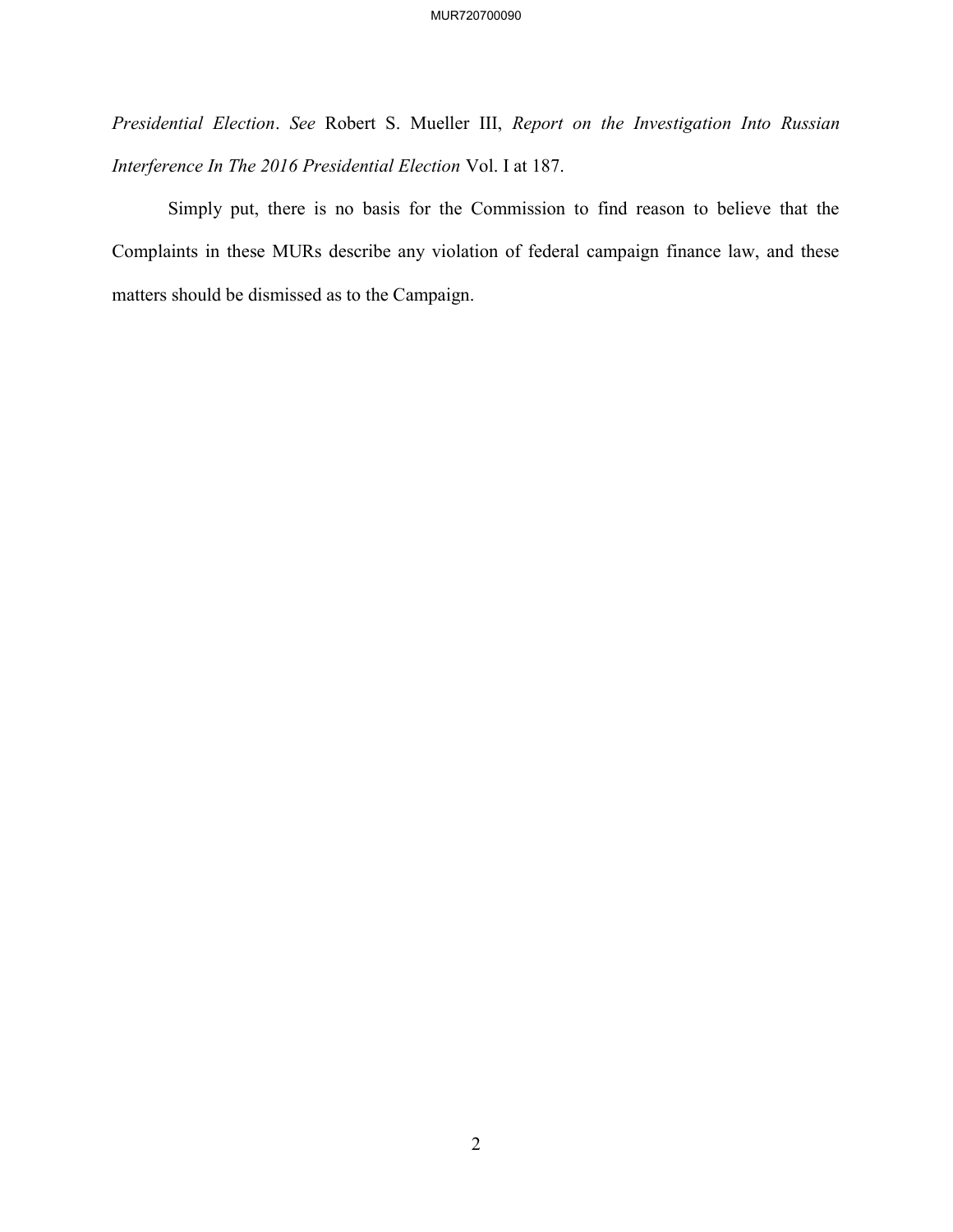*Presidential Election*. *See* Robert S. Mueller III, *Report on the Investigation Into Russian Interference In The 2016 Presidential Election* Vol. I at 187.

Simply put, there is no basis for the Commission to find reason to believe that the Complaints in these MURs describe any violation of federal campaign finance law, and these matters should be dismissed as to the Campaign.